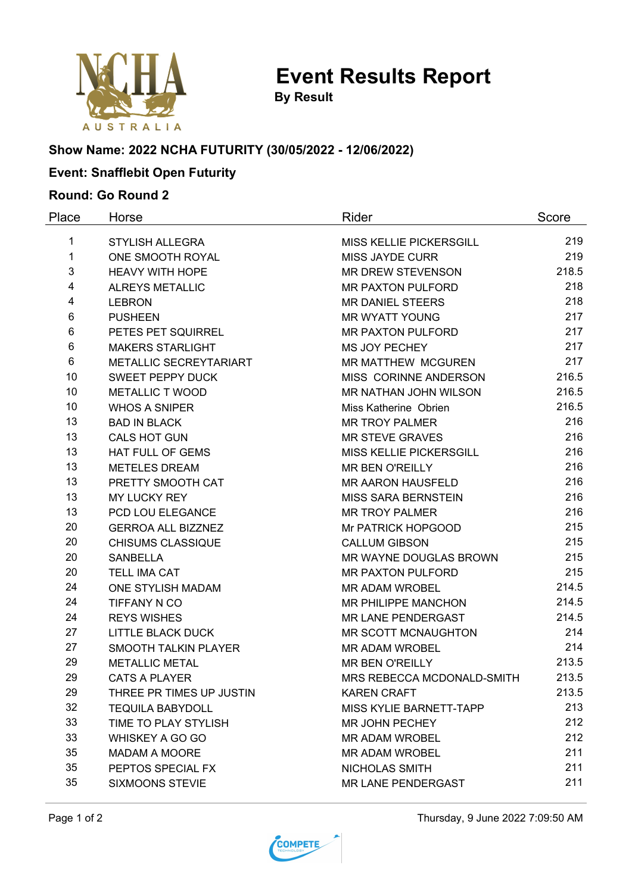# Event Results Report

**By Result**

### Show Name: 2022 NCHA FUTURITY (30/05/2022 - 12/06/2022)

### Event: Snafflebit Open Futurity

### Round: Go Round 2

| Place | Horse | Rider | Score |
|---|---|---|---|
| 1 | STYLISH ALLEGRA | MISS KELLIE PICKERSGILL | 219 |
| 1 | ONE SMOOTH ROYAL | MISS JAYDE CURR | 219 |
| 3 | HEAVY WITH HOPE | MR DREW STEVENSON | 218.5 |
| 4 | ALREYS METALLIC | MR PAXTON PULFORD | 218 |
| 4 | LEBRON | MR DANIEL STEERS | 218 |
| 6 | PUSHEEN | MR WYATT YOUNG | 217 |
| 6 | PETES PET SQUIRREL | MR PAXTON PULFORD | 217 |
| 6 | MAKERS STARLIGHT | MS JOY PECHEY | 217 |
| 6 | METALLIC SECREYTARIART | MR MATTHEW MCGUREN | 217 |
| 10 | SWEET PEPPY DUCK | MISS CORINNE ANDERSON | 216.5 |
| 10 | METALLIC T WOOD | MR NATHAN JOHN WILSON | 216.5 |
| 10 | WHOS A SNIPER | Miss Katherine Obrien | 216.5 |
| 13 | BAD IN BLACK | MR TROY PALMER | 216 |
| 13 | CALS HOT GUN | MR STEVE GRAVES | 216 |
| 13 | HAT FULL OF GEMS | MISS KELLIE PICKERSGILL | 216 |
| 13 | METELES DREAM | MR BEN O'REILLY | 216 |
| 13 | PRETTY SMOOTH CAT | MR AARON HAUSFELD | 216 |
| 13 | MY LUCKY REY | MISS SARA BERNSTEIN | 216 |
| 13 | PCD LOU ELEGANCE | MR TROY PALMER | 216 |
| 20 | GERROA ALL BIZZNEZ | Mr PATRICK HOPGOOD | 215 |
| 20 | CHISUMS CLASSIQUE | CALLUM GIBSON | 215 |
| 20 | SANBELLA | MR WAYNE DOUGLAS BROWN | 215 |
| 20 | TELL IMA CAT | MR PAXTON PULFORD | 215 |
| 24 | ONE STYLISH MADAM | MR ADAM WROBEL | 214.5 |
| 24 | TIFFANY N CO | MR PHILIPPE MANCHON | 214.5 |
| 24 | REYS WISHES | MR LANE PENDERGAST | 214.5 |
| 27 | LITTLE BLACK DUCK | MR SCOTT MCNAUGHTON | 214 |
| 27 | SMOOTH TALKIN PLAYER | MR ADAM WROBEL | 214 |
| 29 | METALLIC METAL | MR BEN O'REILLY | 213.5 |
| 29 | CATS A PLAYER | MRS REBECCA MCDONALD-SMITH | 213.5 |
| 29 | THREE PR TIMES UP JUSTIN | KAREN CRAFT | 213.5 |
| 32 | TEQUILA BABYDOLL | MISS KYLIE BARNETT-TAPP | 213 |
| 33 | TIME TO PLAY STYLISH | MR JOHN PECHEY | 212 |
| 33 | WHISKEY A GO GO | MR ADAM WROBEL | 212 |
| 35 | MADAM A MOORE | MR ADAM WROBEL | 211 |
| 35 | PEPTOS SPECIAL FX | NICHOLAS SMITH | 211 |
| 35 | SIXMOONS STEVIE | MR LANE PENDERGAST | 211 |

Thursday, 9 June 2022 7:09:50 AM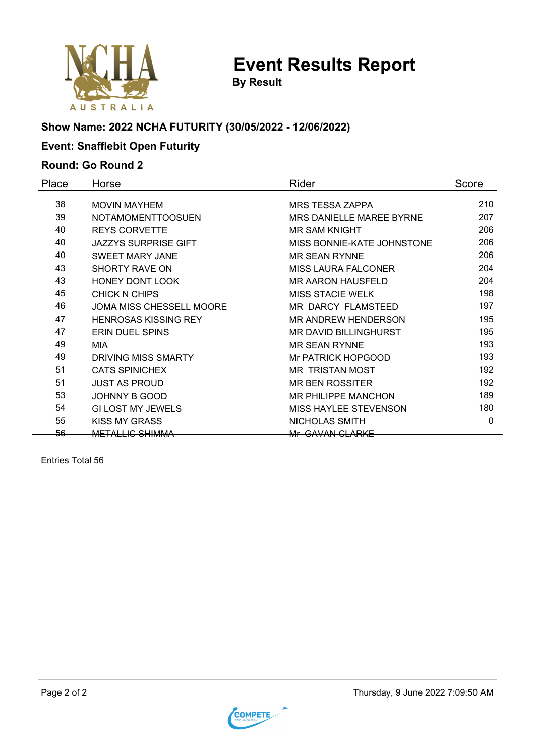# Event Results Report

**By Result**

### Show Name: 2022 NCHA FUTURITY (30/05/2022 - 12/06/2022)

### Event: Snafflebit Open Futurity

### Round: Go Round 2

| Place | Horse | Rider | Score |
|---|---|---|---|
| 38 | MOVIN MAYHEM | MRS TESSA ZAPPA | 210 |
| 39 | NOTAMOMENTTOOSUEN | MRS DANIELLE MAREE BYRNE | 207 |
| 40 | REYS CORVETTE | MR SAM KNIGHT | 206 |
| 40 | JAZZYS SURPRISE GIFT | MISS BONNIE-KATE JOHNSTONE | 206 |
| 40 | SWEET MARY JANE | MR SEAN RYNNE | 206 |
| 43 | SHORTY RAVE ON | MISS LAURA FALCONER | 204 |
| 43 | HONEY DONT LOOK | MR AARON HAUSFELD | 204 |
| 45 | CHICK N CHIPS | MISS STACIE WELK | 198 |
| 46 | JOMA MISS CHESSELL MOORE | MR DARCY FLAMSTEED | 197 |
| 47 | HENROSAS KISSING REY | MR ANDREW HENDERSON | 195 |
| 47 | ERIN DUEL SPINS | MR DAVID BILLINGHURST | 195 |
| 49 | MIA | MR SEAN RYNNE | 193 |
| 49 | DRIVING MISS SMARTY | Mr PATRICK HOPGOOD | 193 |
| 51 | CATS SPINICHEX | MR TRISTAN MOST | 192 |
| 51 | JUST AS PROUD | MR BEN ROSSITER | 192 |
| 53 | JOHNNY B GOOD | MR PHILIPPE MANCHON | 189 |
| 54 | GI LOST MY JEWELS | MISS HAYLEE STEVENSON | 180 |
| 55 | KISS MY GRASS | NICHOLAS SMITH | 0 |
| ~~56~~ | ~~METALLIC SHIMMA~~ | ~~Mr GAVAN CLARKE~~ | |

Entries Total 56

Thursday, 9 June 2022 7:09:50 AM